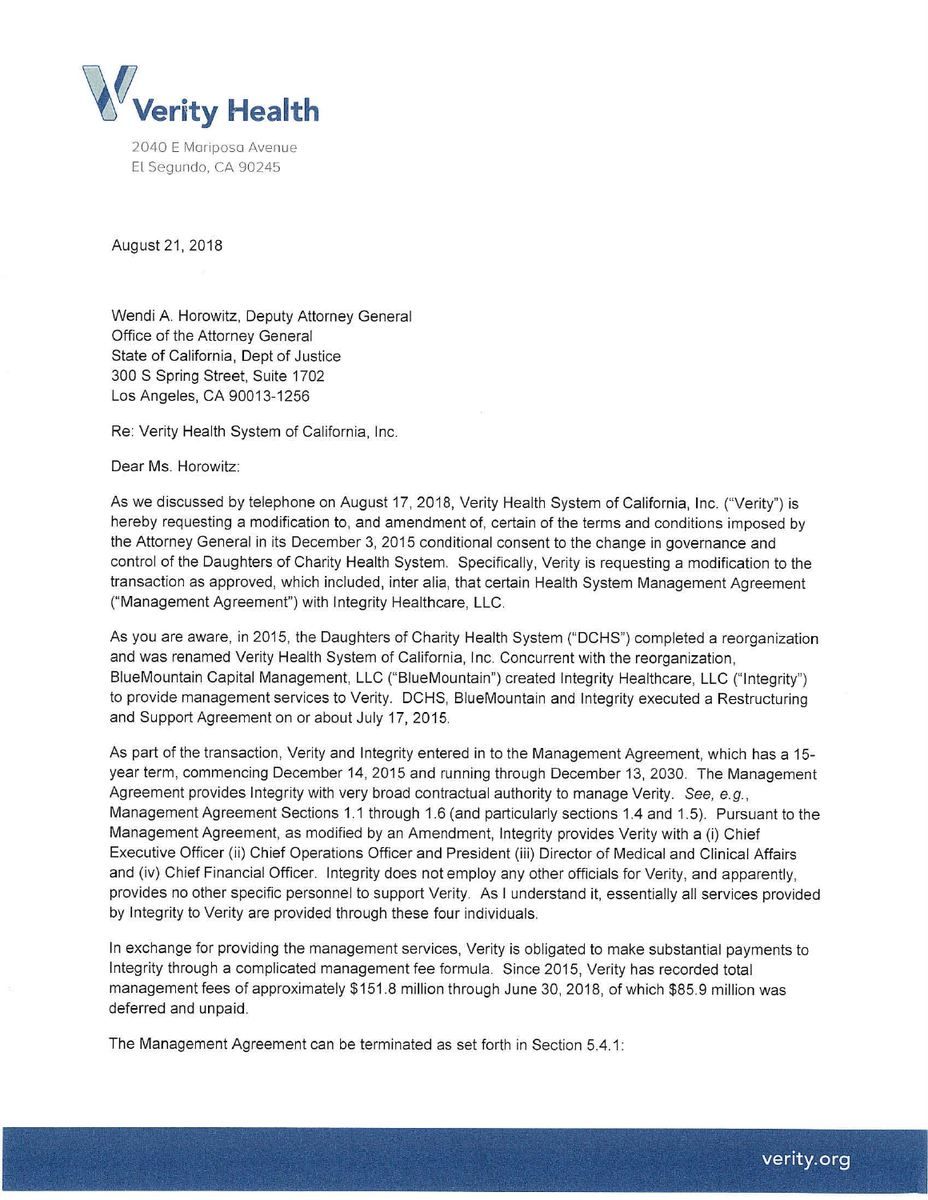**Verity Health**

2040 E Mariposa Avenue
El Segundo, CA 90245

August 21, 2018

Wendi A. Horowitz, Deputy Attorney General
Office of the Attorney General
State of California, Dept of Justice
300 S Spring Street, Suite 1702
Los Angeles, CA 90013-1256

Re: Verity Health System of California, Inc.

Dear Ms. Horowitz:

As we discussed by telephone on August 17, 2018, Verity Health System of California, Inc. ("Verity") is hereby requesting a modification to, and amendment of, certain of the terms and conditions imposed by the Attorney General in its December 3, 2015 conditional consent to the change in governance and control of the Daughters of Charity Health System. Specifically, Verity is requesting a modification to the transaction as approved, which included, inter alia, that certain Health System Management Agreement ("Management Agreement") with Integrity Healthcare, LLC.

As you are aware, in 2015, the Daughters of Charity Health System ("DCHS") completed a reorganization and was renamed Verity Health System of California, Inc. Concurrent with the reorganization, BlueMountain Capital Management, LLC ("BlueMountain") created Integrity Healthcare, LLC ("Integrity") to provide management services to Verity. DCHS, BlueMountain and Integrity executed a Restructuring and Support Agreement on or about July 17, 2015.

As part of the transaction, Verity and Integrity entered in to the Management Agreement, which has a 15-year term, commencing December 14, 2015 and running through December 13, 2030. The Management Agreement provides Integrity with very broad contractual authority to manage Verity. *See, e.g.*, Management Agreement Sections 1.1 through 1.6 (and particularly sections 1.4 and 1.5). Pursuant to the Management Agreement, as modified by an Amendment, Integrity provides Verity with a (i) Chief Executive Officer (ii) Chief Operations Officer and President (iii) Director of Medical and Clinical Affairs and (iv) Chief Financial Officer. Integrity does not employ any other officials for Verity, and apparently, provides no other specific personnel to support Verity. As I understand it, essentially all services provided by Integrity to Verity are provided through these four individuals.

In exchange for providing the management services, Verity is obligated to make substantial payments to Integrity through a complicated management fee formula. Since 2015, Verity has recorded total management fees of approximately $151.8 million through June 30, 2018, of which $85.9 million was deferred and unpaid.

The Management Agreement can be terminated as set forth in Section 5.4.1: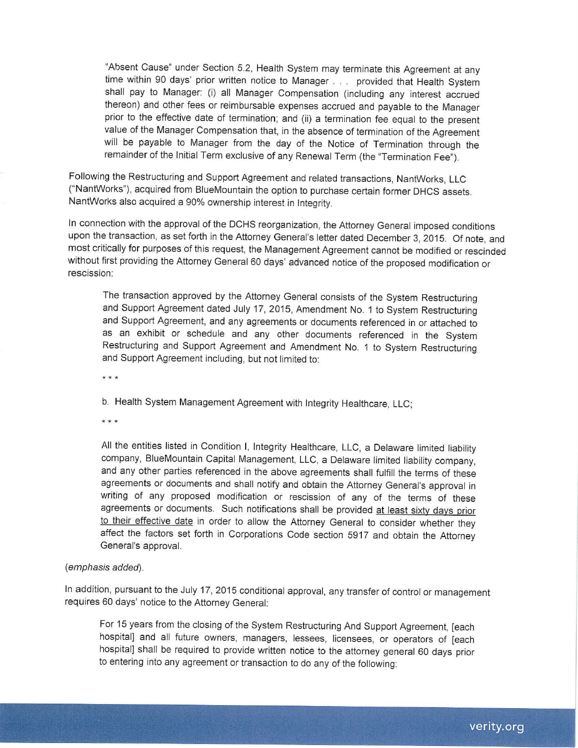> "Absent Cause" under Section 5.2, Health System may terminate this Agreement at any time within 90 days' prior written notice to Manager . . . provided that Health System shall pay to Manager: (i) all Manager Compensation (including any interest accrued thereon) and other fees or reimbursable expenses accrued and payable to the Manager prior to the effective date of termination; and (ii) a termination fee equal to the present value of the Manager Compensation that, in the absence of termination of the Agreement will be payable to Manager from the day of the Notice of Termination through the remainder of the Initial Term exclusive of any Renewal Term (the "Termination Fee").

Following the Restructuring and Support Agreement and related transactions, NantWorks, LLC ("NantWorks"), acquired from BlueMountain the option to purchase certain former DHCS assets. NantWorks also acquired a 90% ownership interest in Integrity.

In connection with the approval of the DCHS reorganization, the Attorney General imposed conditions upon the transaction, as set forth in the Attorney General's letter dated December 3, 2015. Of note, and most critically for purposes of this request, the Management Agreement cannot be modified or rescinded without first providing the Attorney General 60 days' advanced notice of the proposed modification or rescission:

> The transaction approved by the Attorney General consists of the System Restructuring and Support Agreement dated July 17, 2015, Amendment No. 1 to System Restructuring and Support Agreement, and any agreements or documents referenced in or attached to as an exhibit or schedule and any other documents referenced in the System Restructuring and Support Agreement and Amendment No. 1 to System Restructuring and Support Agreement including, but not limited to:
>
> \* \* \*
>
> b. Health System Management Agreement with Integrity Healthcare, LLC;
>
> \* \* \*
>
> All the entities listed in Condition I, Integrity Healthcare, LLC, a Delaware limited liability company, BlueMountain Capital Management, LLC, a Delaware limited liability company, and any other parties referenced in the above agreements shall fulfill the terms of these agreements or documents and shall notify and obtain the Attorney General's approval in writing of any proposed modification or rescission of any of the terms of these agreements or documents. Such notifications shall be provided <u>at least sixty days prior to their effective date</u> in order to allow the Attorney General to consider whether they affect the factors set forth in Corporations Code section 5917 and obtain the Attorney General's approval.

(*emphasis added*).

In addition, pursuant to the July 17, 2015 conditional approval, any transfer of control or management requires 60 days' notice to the Attorney General:

> For 15 years from the closing of the System Restructuring And Support Agreement, [each hospital] and all future owners, managers, lessees, licensees, or operators of [each hospital] shall be required to provide written notice to the attorney general 60 days prior to entering into any agreement or transaction to do any of the following: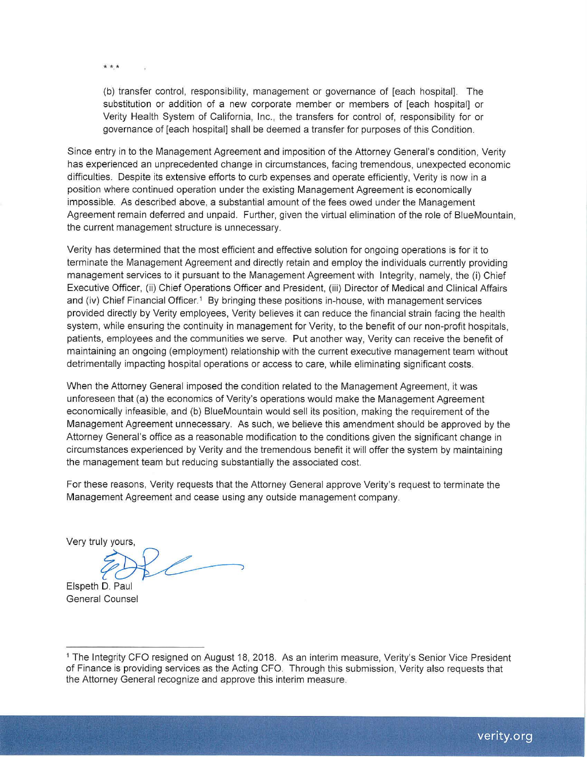* * *

> (b) transfer control, responsibility, management or governance of [each hospital]. The substitution or addition of a new corporate member or members of [each hospital] or Verity Health System of California, Inc., the transfers for control of, responsibility for or governance of [each hospital] shall be deemed a transfer for purposes of this Condition.

Since entry in to the Management Agreement and imposition of the Attorney General's condition, Verity has experienced an unprecedented change in circumstances, facing tremendous, unexpected economic difficulties. Despite its extensive efforts to curb expenses and operate efficiently, Verity is now in a position where continued operation under the existing Management Agreement is economically impossible. As described above, a substantial amount of the fees owed under the Management Agreement remain deferred and unpaid. Further, given the virtual elimination of the role of BlueMountain, the current management structure is unnecessary.

Verity has determined that the most efficient and effective solution for ongoing operations is for it to terminate the Management Agreement and directly retain and employ the individuals currently providing management services to it pursuant to the Management Agreement with Integrity, namely, the (i) Chief Executive Officer, (ii) Chief Operations Officer and President, (iii) Director of Medical and Clinical Affairs and (iv) Chief Financial Officer.[1] By bringing these positions in-house, with management services provided directly by Verity employees, Verity believes it can reduce the financial strain facing the health system, while ensuring the continuity in management for Verity, to the benefit of our non-profit hospitals, patients, employees and the communities we serve. Put another way, Verity can receive the benefit of maintaining an ongoing (employment) relationship with the current executive management team without detrimentally impacting hospital operations or access to care, while eliminating significant costs.

When the Attorney General imposed the condition related to the Management Agreement, it was unforeseen that (a) the economics of Verity's operations would make the Management Agreement economically infeasible, and (b) BlueMountain would sell its position, making the requirement of the Management Agreement unnecessary. As such, we believe this amendment should be approved by the Attorney General's office as a reasonable modification to the conditions given the significant change in circumstances experienced by Verity and the tremendous benefit it will offer the system by maintaining the management team but reducing substantially the associated cost.

For these reasons, Verity requests that the Attorney General approve Verity's request to terminate the Management Agreement and cease using any outside management company.

Very truly yours,

Elspeth D. Paul
General Counsel

---

[1] The Integrity CFO resigned on August 18, 2018. As an interim measure, Verity's Senior Vice President of Finance is providing services as the Acting CFO. Through this submission, Verity also requests that the Attorney General recognize and approve this interim measure.